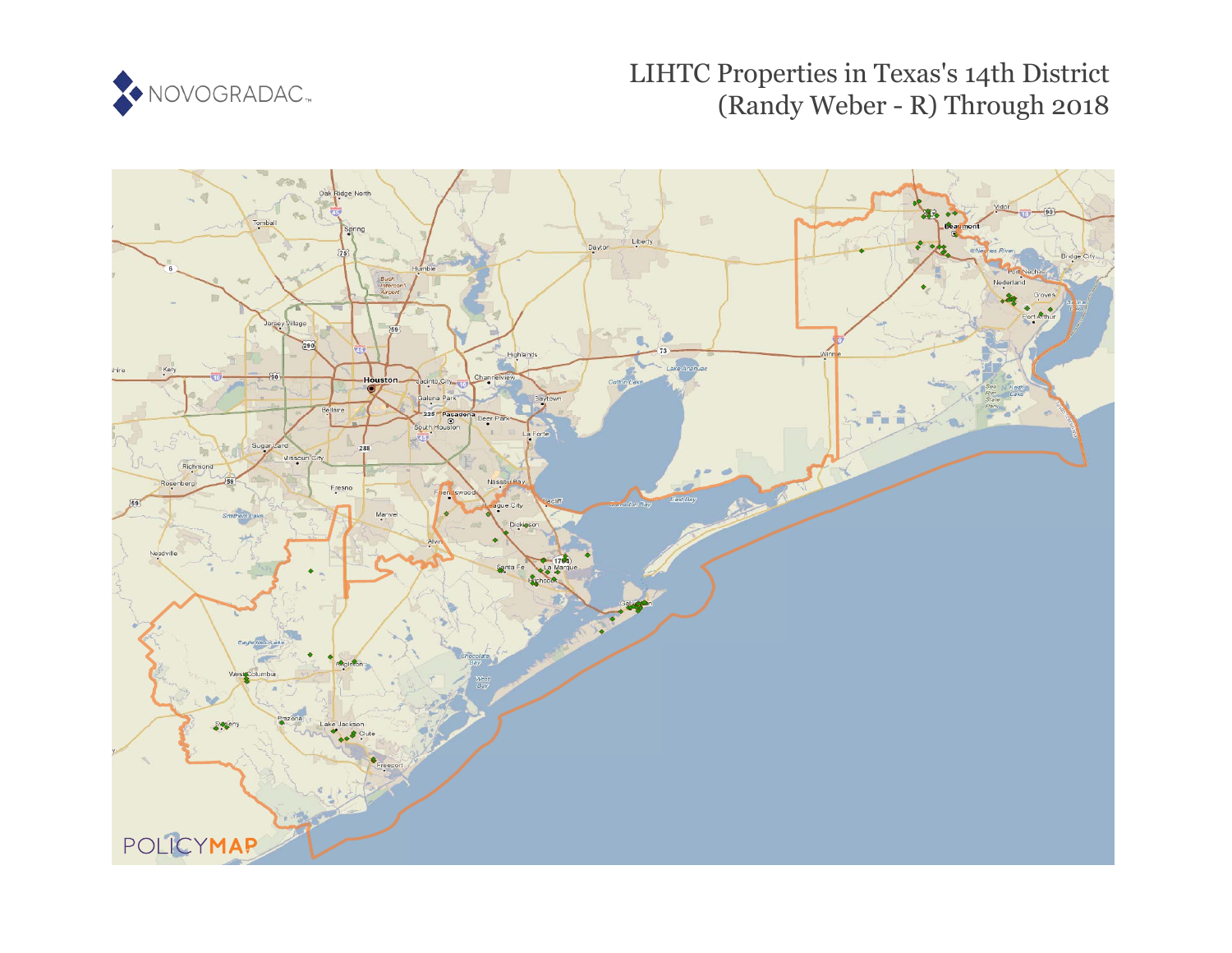NOVOGRADAC

# LIHTC Properties in Texas's 14th District (Randy Weber - R) Through 2018

POLICYMAP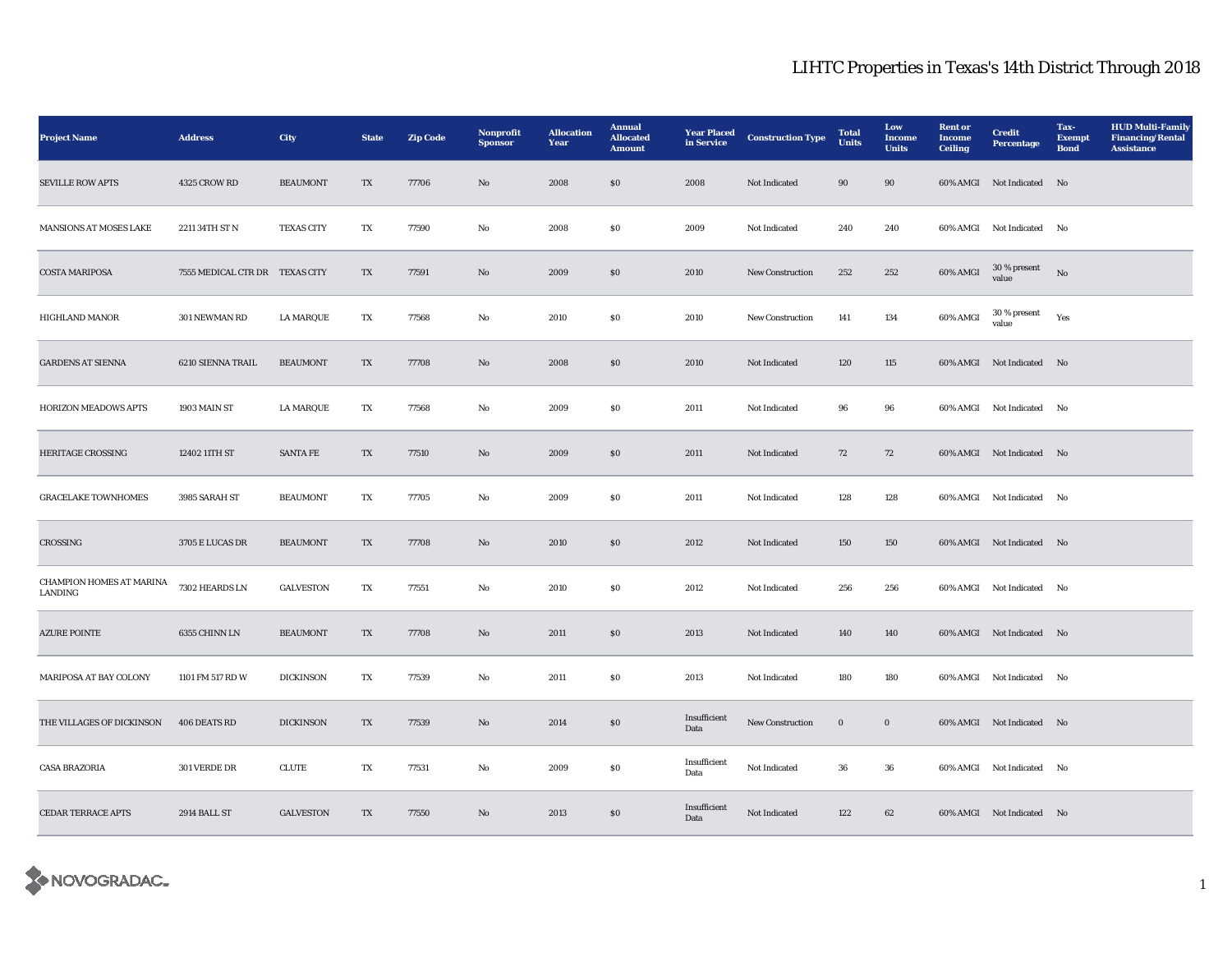# LIHTC Properties in Texas's 14th District Through 2018

| Project Name | Address | City | State | Zip Code | Nonprofit Sponsor | Allocation Year | Annual Allocated Amount | Year Placed in Service | Construction Type | Total Units | Low Income Units | Rent or Income Ceiling | Credit Percentage | Tax-Exempt Bond | HUD Multi-Family Financing/Rental Assistance |
|---|---|---|---|---|---|---|---|---|---|---|---|---|---|---|---|
| SEVILLE ROW APTS | 4325 CROW RD | BEAUMONT | TX | 77706 | No | 2008 | $0 | 2008 | Not Indicated | 90 | 90 | 60% AMGI | Not Indicated | No | |
| MANSIONS AT MOSES LAKE | 2211 34TH ST N | TEXAS CITY | TX | 77590 | No | 2008 | $0 | 2009 | Not Indicated | 240 | 240 | 60% AMGI | Not Indicated | No | |
| COSTA MARIPOSA | 7555 MEDICAL CTR DR | TEXAS CITY | TX | 77591 | No | 2009 | $0 | 2010 | New Construction | 252 | 252 | 60% AMGI | 30 % present value | No | |
| HIGHLAND MANOR | 301 NEWMAN RD | LA MARQUE | TX | 77568 | No | 2010 | $0 | 2010 | New Construction | 141 | 134 | 60% AMGI | 30 % present value | Yes | |
| GARDENS AT SIENNA | 6210 SIENNA TRAIL | BEAUMONT | TX | 77708 | No | 2008 | $0 | 2010 | Not Indicated | 120 | 115 | 60% AMGI | Not Indicated | No | |
| HORIZON MEADOWS APTS | 1903 MAIN ST | LA MARQUE | TX | 77568 | No | 2009 | $0 | 2011 | Not Indicated | 96 | 96 | 60% AMGI | Not Indicated | No | |
| HERITAGE CROSSING | 12402 11TH ST | SANTA FE | TX | 77510 | No | 2009 | $0 | 2011 | Not Indicated | 72 | 72 | 60% AMGI | Not Indicated | No | |
| GRACELAKE TOWNHOMES | 3985 SARAH ST | BEAUMONT | TX | 77705 | No | 2009 | $0 | 2011 | Not Indicated | 128 | 128 | 60% AMGI | Not Indicated | No | |
| CROSSING | 3705 E LUCAS DR | BEAUMONT | TX | 77708 | No | 2010 | $0 | 2012 | Not Indicated | 150 | 150 | 60% AMGI | Not Indicated | No | |
| CHAMPION HOMES AT MARINA LANDING | 7302 HEARDS LN | GALVESTON | TX | 77551 | No | 2010 | $0 | 2012 | Not Indicated | 256 | 256 | 60% AMGI | Not Indicated | No | |
| AZURE POINTE | 6355 CHINN LN | BEAUMONT | TX | 77708 | No | 2011 | $0 | 2013 | Not Indicated | 140 | 140 | 60% AMGI | Not Indicated | No | |
| MARIPOSA AT BAY COLONY | 1101 FM 517 RD W | DICKINSON | TX | 77539 | No | 2011 | $0 | 2013 | Not Indicated | 180 | 180 | 60% AMGI | Not Indicated | No | |
| THE VILLAGES OF DICKINSON | 406 DEATS RD | DICKINSON | TX | 77539 | No | 2014 | $0 | Insufficient Data | New Construction | 0 | 0 | 60% AMGI | Not Indicated | No | |
| CASA BRAZORIA | 301 VERDE DR | CLUTE | TX | 77531 | No | 2009 | $0 | Insufficient Data | Not Indicated | 36 | 36 | 60% AMGI | Not Indicated | No | |
| CEDAR TERRACE APTS | 2914 BALL ST | GALVESTON | TX | 77550 | No | 2013 | $0 | Insufficient Data | Not Indicated | 122 | 62 | 60% AMGI | Not Indicated | No | |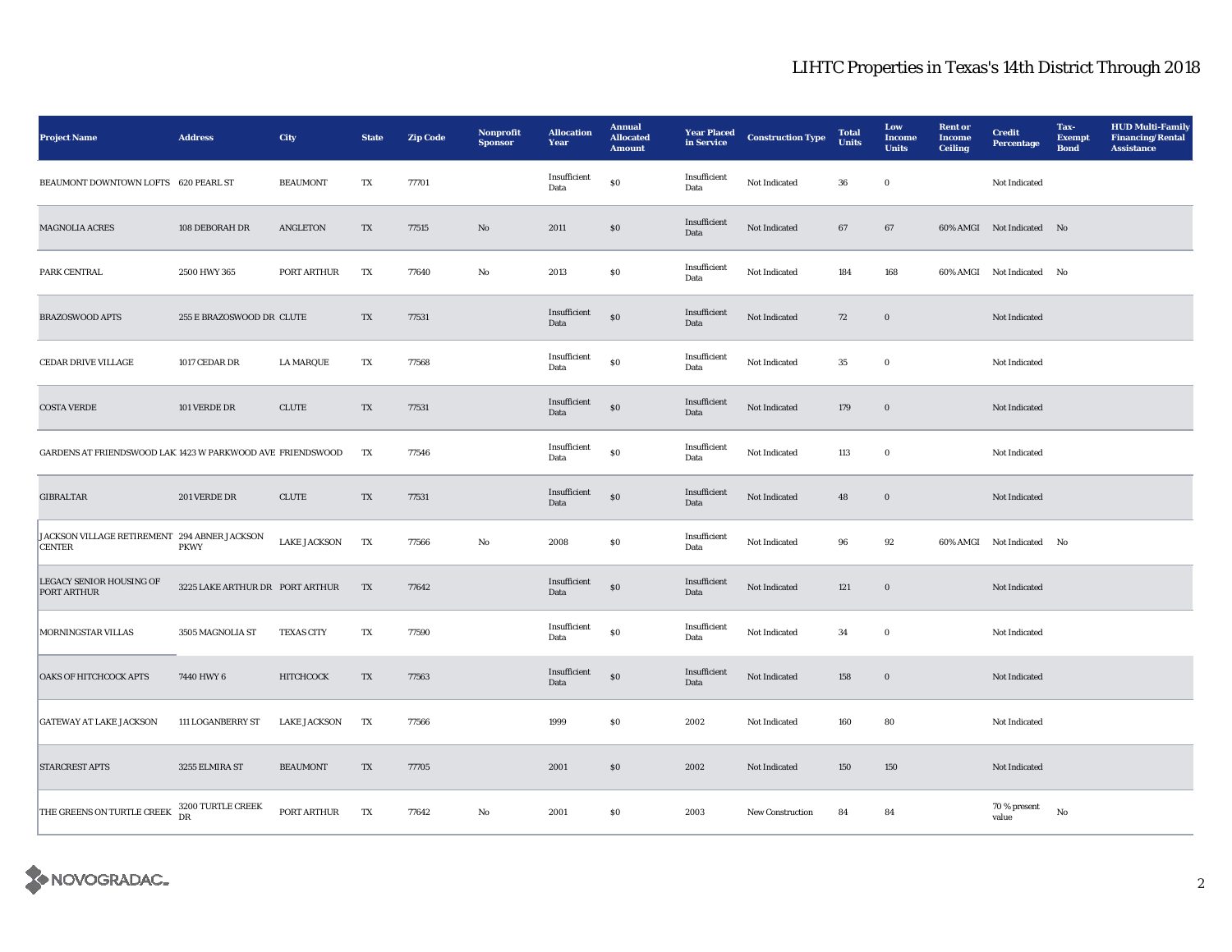# LIHTC Properties in Texas's 14th District Through 2018

| Project Name | Address | City | State | Zip Code | Nonprofit Sponsor | Allocation Year | Annual Allocated Amount | Year Placed in Service | Construction Type | Total Units | Low Income Units | Rent or Income Ceiling | Credit Percentage | Tax-Exempt Bond | HUD Multi-Family Financing/Rental Assistance |
|---|---|---|---|---|---|---|---|---|---|---|---|---|---|---|---|
| BEAUMONT DOWNTOWN LOFTS | 620 PEARL ST | BEAUMONT | TX | 77701 | | Insufficient Data | $0 | Insufficient Data | Not Indicated | 36 | 0 | | Not Indicated | | |
| MAGNOLIA ACRES | 108 DEBORAH DR | ANGLETON | TX | 77515 | No | 2011 | $0 | Insufficient Data | Not Indicated | 67 | 67 | 60% AMGI | Not Indicated | No | |
| PARK CENTRAL | 2500 HWY 365 | PORT ARTHUR | TX | 77640 | No | 2013 | $0 | Insufficient Data | Not Indicated | 184 | 168 | 60% AMGI | Not Indicated | No | |
| BRAZOSWOOD APTS | 255 E BRAZOSWOOD DR | CLUTE | TX | 77531 | | Insufficient Data | $0 | Insufficient Data | Not Indicated | 72 | 0 | | Not Indicated | | |
| CEDAR DRIVE VILLAGE | 1017 CEDAR DR | LA MARQUE | TX | 77568 | | Insufficient Data | $0 | Insufficient Data | Not Indicated | 35 | 0 | | Not Indicated | | |
| COSTA VERDE | 101 VERDE DR | CLUTE | TX | 77531 | | Insufficient Data | $0 | Insufficient Data | Not Indicated | 179 | 0 | | Not Indicated | | |
| GARDENS AT FRIENDSWOOD LAK | 1423 W PARKWOOD AVE | FRIENDSWOOD | TX | 77546 | | Insufficient Data | $0 | Insufficient Data | Not Indicated | 113 | 0 | | Not Indicated | | |
| GIBRALTAR | 201 VERDE DR | CLUTE | TX | 77531 | | Insufficient Data | $0 | Insufficient Data | Not Indicated | 48 | 0 | | Not Indicated | | |
| JACKSON VILLAGE RETIREMENT CENTER | 294 ABNER JACKSON PKWY | LAKE JACKSON | TX | 77566 | No | 2008 | $0 | Insufficient Data | Not Indicated | 96 | 92 | 60% AMGI | Not Indicated | No | |
| LEGACY SENIOR HOUSING OF PORT ARTHUR | 3225 LAKE ARTHUR DR | PORT ARTHUR | TX | 77642 | | Insufficient Data | $0 | Insufficient Data | Not Indicated | 121 | 0 | | Not Indicated | | |
| MORNINGSTAR VILLAS | 3505 MAGNOLIA ST | TEXAS CITY | TX | 77590 | | Insufficient Data | $0 | Insufficient Data | Not Indicated | 34 | 0 | | Not Indicated | | |
| OAKS OF HITCHCOCK APTS | 7440 HWY 6 | HITCHCOCK | TX | 77563 | | Insufficient Data | $0 | Insufficient Data | Not Indicated | 158 | 0 | | Not Indicated | | |
| GATEWAY AT LAKE JACKSON | 111 LOGANBERRY ST | LAKE JACKSON | TX | 77566 | | 1999 | $0 | 2002 | Not Indicated | 160 | 80 | | Not Indicated | | |
| STARCREST APTS | 3255 ELMIRA ST | BEAUMONT | TX | 77705 | | 2001 | $0 | 2002 | Not Indicated | 150 | 150 | | Not Indicated | | |
| THE GREENS ON TURTLE CREEK | 3200 TURTLE CREEK DR | PORT ARTHUR | TX | 77642 | No | 2001 | $0 | 2003 | New Construction | 84 | 84 | | 70 % present value | No | |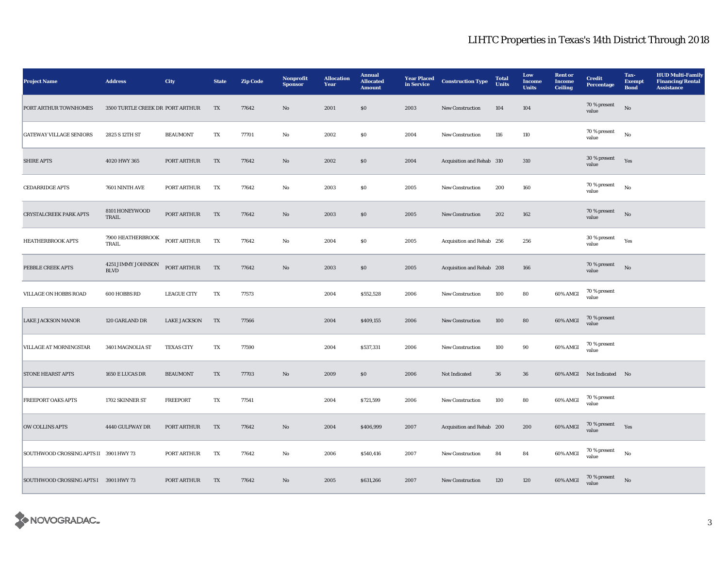## LIHTC Properties in Texas's 14th District Through 2018

| Project Name | Address | City | State | Zip Code | Nonprofit Sponsor | Allocation Year | Annual Allocated Amount | Year Placed in Service | Construction Type | Total Units | Low Income Units | Rent or Income Ceiling | Credit Percentage | Tax-Exempt Bond | HUD Multi-Family Financing/Rental Assistance |
|---|---|---|---|---|---|---|---|---|---|---|---|---|---|---|---|
| PORT ARTHUR TOWNHOMES | 3500 TURTLE CREEK DR | PORT ARTHUR | TX | 77642 | No | 2001 | $0 | 2003 | New Construction | 104 | 104 | | 70 % present value | No | |
| GATEWAY VILLAGE SENIORS | 2825 S 12TH ST | BEAUMONT | TX | 77701 | No | 2002 | $0 | 2004 | New Construction | 116 | 110 | | 70 % present value | No | |
| SHIRE APTS | 4020 HWY 365 | PORT ARTHUR | TX | 77642 | No | 2002 | $0 | 2004 | Acquisition and Rehab | 310 | 310 | | 30 % present value | Yes | |
| CEDARRIDGE APTS | 7601 NINTH AVE | PORT ARTHUR | TX | 77642 | No | 2003 | $0 | 2005 | New Construction | 200 | 160 | | 70 % present value | No | |
| CRYSTALCREEK PARK APTS | 8101 HONEYWOOD TRAIL | PORT ARTHUR | TX | 77642 | No | 2003 | $0 | 2005 | New Construction | 202 | 162 | | 70 % present value | No | |
| HEATHERBROOK APTS | 7900 HEATHERBROOK TRAIL | PORT ARTHUR | TX | 77642 | No | 2004 | $0 | 2005 | Acquisition and Rehab | 256 | 256 | | 30 % present value | Yes | |
| PEBBLE CREEK APTS | 4251 JIMMY JOHNSON BLVD | PORT ARTHUR | TX | 77642 | No | 2003 | $0 | 2005 | Acquisition and Rehab | 208 | 166 | | 70 % present value | No | |
| VILLAGE ON HOBBS ROAD | 600 HOBBS RD | LEAGUE CITY | TX | 77573 | | 2004 | $552,528 | 2006 | New Construction | 100 | 80 | 60% AMGI | 70 % present value | | |
| LAKE JACKSON MANOR | 120 GARLAND DR | LAKE JACKSON | TX | 77566 | | 2004 | $409,155 | 2006 | New Construction | 100 | 80 | 60% AMGI | 70 % present value | | |
| VILLAGE AT MORNINGSTAR | 3401 MAGNOLIA ST | TEXAS CITY | TX | 77590 | | 2004 | $537,331 | 2006 | New Construction | 100 | 90 | 60% AMGI | 70 % present value | | |
| STONE HEARST APTS | 1650 E LUCAS DR | BEAUMONT | TX | 77703 | No | 2009 | $0 | 2006 | Not Indicated | 36 | 36 | 60% AMGI | Not Indicated | No | |
| FREEPORT OAKS APTS | 1702 SKINNER ST | FREEPORT | TX | 77541 | | 2004 | $721,599 | 2006 | New Construction | 100 | 80 | 60% AMGI | 70 % present value | | |
| OW COLLINS APTS | 4440 GULFWAY DR | PORT ARTHUR | TX | 77642 | No | 2004 | $406,999 | 2007 | Acquisition and Rehab | 200 | 200 | 60% AMGI | 70 % present value | Yes | |
| SOUTHWOOD CROSSING APTS II | 3901 HWY 73 | PORT ARTHUR | TX | 77642 | No | 2006 | $540,416 | 2007 | New Construction | 84 | 84 | 60% AMGI | 70 % present value | No | |
| SOUTHWOOD CROSSING APTS I | 3901 HWY 73 | PORT ARTHUR | TX | 77642 | No | 2005 | $631,266 | 2007 | New Construction | 120 | 120 | 60% AMGI | 70 % present value | No | |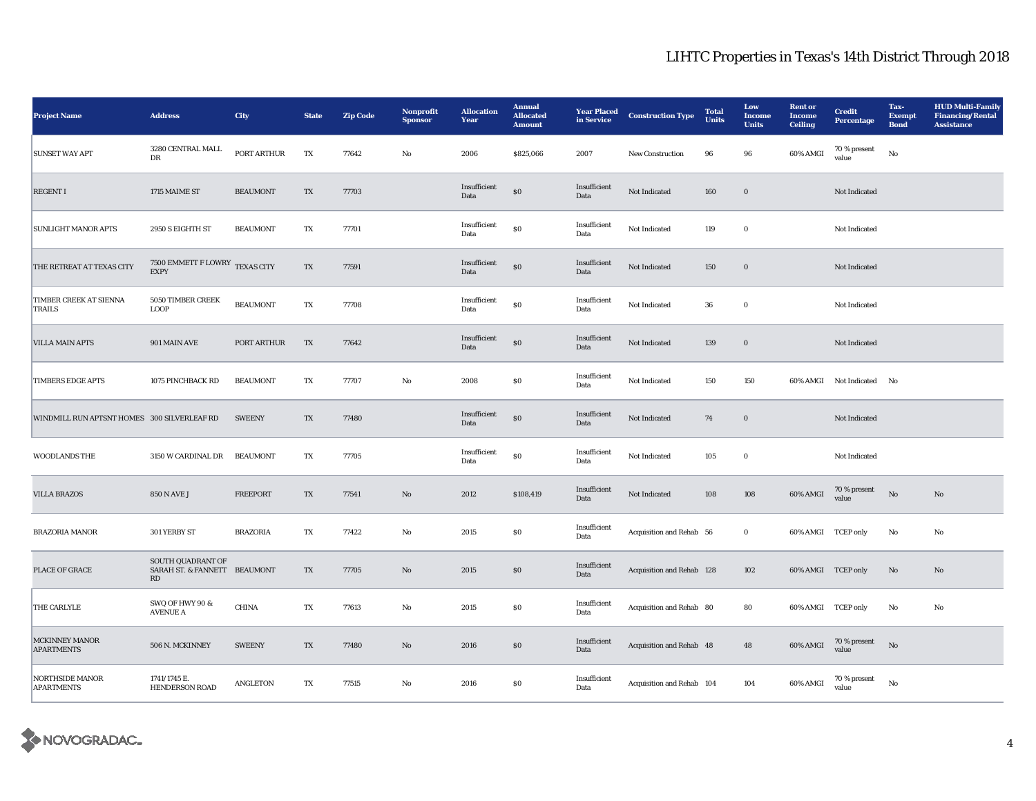# LIHTC Properties in Texas's 14th District Through 2018

| Project Name | Address | City | State | Zip Code | Nonprofit Sponsor | Allocation Year | Annual Allocated Amount | Year Placed in Service | Construction Type | Total Units | Low Income Units | Rent or Income Ceiling | Credit Percentage | Tax-Exempt Bond | HUD Multi-Family Financing/Rental Assistance |
|---|---|---|---|---|---|---|---|---|---|---|---|---|---|---|---|
| SUNSET WAY APT | 3280 CENTRAL MALL DR | PORT ARTHUR | TX | 77642 | No | 2006 | $825,066 | 2007 | New Construction | 96 | 96 | 60% AMGI | 70 % present value | No | |
| REGENT I | 1715 MAIME ST | BEAUMONT | TX | 77703 | | Insufficient Data | $0 | Insufficient Data | Not Indicated | 160 | 0 | | Not Indicated | | |
| SUNLIGHT MANOR APTS | 2950 S EIGHTH ST | BEAUMONT | TX | 77701 | | Insufficient Data | $0 | Insufficient Data | Not Indicated | 119 | 0 | | Not Indicated | | |
| THE RETREAT AT TEXAS CITY | 7500 EMMETT F LOWRY EXPY | TEXAS CITY | TX | 77591 | | Insufficient Data | $0 | Insufficient Data | Not Indicated | 150 | 0 | | Not Indicated | | |
| TIMBER CREEK AT SIENNA TRAILS | 5050 TIMBER CREEK LOOP | BEAUMONT | TX | 77708 | | Insufficient Data | $0 | Insufficient Data | Not Indicated | 36 | 0 | | Not Indicated | | |
| VILLA MAIN APTS | 901 MAIN AVE | PORT ARTHUR | TX | 77642 | | Insufficient Data | $0 | Insufficient Data | Not Indicated | 139 | 0 | | Not Indicated | | |
| TIMBERS EDGE APTS | 1075 PINCHBACK RD | BEAUMONT | TX | 77707 | No | 2008 | $0 | Insufficient Data | Not Indicated | 150 | 150 | 60% AMGI | Not Indicated | No | |
| WINDMILL RUN APTSNT HOMES | 300 SILVERLEAF RD | SWEENY | TX | 77480 | | Insufficient Data | $0 | Insufficient Data | Not Indicated | 74 | 0 | | Not Indicated | | |
| WOODLANDS THE | 3150 W CARDINAL DR | BEAUMONT | TX | 77705 | | Insufficient Data | $0 | Insufficient Data | Not Indicated | 105 | 0 | | Not Indicated | | |
| VILLA BRAZOS | 850 N AVE J | FREEPORT | TX | 77541 | No | 2012 | $108,419 | Insufficient Data | Not Indicated | 108 | 108 | 60% AMGI | 70 % present value | No | No |
| BRAZORIA MANOR | 301 YERBY ST | BRAZORIA | TX | 77422 | No | 2015 | $0 | Insufficient Data | Acquisition and Rehab | 56 | 0 | 60% AMGI | TCEP only | No | No |
| PLACE OF GRACE | SOUTH QUADRANT OF SARAH ST. & FANNETT RD | BEAUMONT | TX | 77705 | No | 2015 | $0 | Insufficient Data | Acquisition and Rehab | 128 | 102 | 60% AMGI | TCEP only | No | No |
| THE CARLYLE | SWQ OF HWY 90 & AVENUE A | CHINA | TX | 77613 | No | 2015 | $0 | Insufficient Data | Acquisition and Rehab | 80 | 80 | 60% AMGI | TCEP only | No | No |
| MCKINNEY MANOR APARTMENTS | 506 N. MCKINNEY | SWEENY | TX | 77480 | No | 2016 | $0 | Insufficient Data | Acquisition and Rehab | 48 | 48 | 60% AMGI | 70 % present value | No | |
| NORTHSIDE MANOR APARTMENTS | 1741/1745 E. HENDERSON ROAD | ANGLETON | TX | 77515 | No | 2016 | $0 | Insufficient Data | Acquisition and Rehab | 104 | 104 | 60% AMGI | 70 % present value | No | |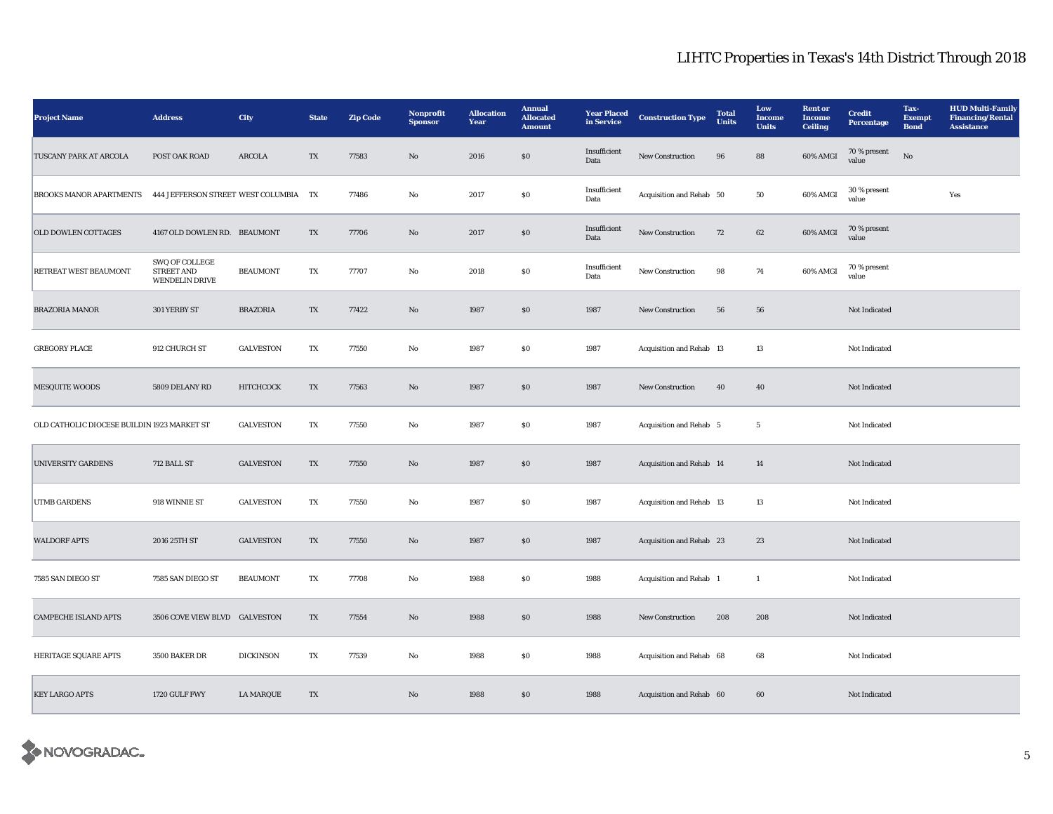# LIHTC Properties in Texas's 14th District Through 2018

| Project Name | Address | City | State | Zip Code | Nonprofit Sponsor | Allocation Year | Annual Allocated Amount | Year Placed in Service | Construction Type | Total Units | Low Income Units | Rent or Income Ceiling | Credit Percentage | Tax-Exempt Bond | HUD Multi-Family Financing/Rental Assistance |
|---|---|---|---|---|---|---|---|---|---|---|---|---|---|---|---|
| TUSCANY PARK AT ARCOLA | POST OAK ROAD | ARCOLA | TX | 77583 | No | 2016 | $0 | Insufficient Data | New Construction | 96 | 88 | 60% AMGI | 70 % present value | No | |
| BROOKS MANOR APARTMENTS | 444 JEFFERSON STREET | WEST COLUMBIA | TX | 77486 | No | 2017 | $0 | Insufficient Data | Acquisition and Rehab | 50 | 50 | 60% AMGI | 30 % present value | | Yes |
| OLD DOWLEN COTTAGES | 4167 OLD DOWLEN RD. | BEAUMONT | TX | 77706 | No | 2017 | $0 | Insufficient Data | New Construction | 72 | 62 | 60% AMGI | 70 % present value | | |
| RETREAT WEST BEAUMONT | SWQ OF COLLEGE STREET AND WENDELIN DRIVE | BEAUMONT | TX | 77707 | No | 2018 | $0 | Insufficient Data | New Construction | 98 | 74 | 60% AMGI | 70 % present value | | |
| BRAZORIA MANOR | 301 YERBY ST | BRAZORIA | TX | 77422 | No | 1987 | $0 | 1987 | New Construction | 56 | 56 | | Not Indicated | | |
| GREGORY PLACE | 912 CHURCH ST | GALVESTON | TX | 77550 | No | 1987 | $0 | 1987 | Acquisition and Rehab | 13 | 13 | | Not Indicated | | |
| MESQUITE WOODS | 5809 DELANY RD | HITCHCOCK | TX | 77563 | No | 1987 | $0 | 1987 | New Construction | 40 | 40 | | Not Indicated | | |
| OLD CATHOLIC DIOCESE BUILDIN | 1923 MARKET ST | GALVESTON | TX | 77550 | No | 1987 | $0 | 1987 | Acquisition and Rehab | 5 | 5 | | Not Indicated | | |
| UNIVERSITY GARDENS | 712 BALL ST | GALVESTON | TX | 77550 | No | 1987 | $0 | 1987 | Acquisition and Rehab | 14 | 14 | | Not Indicated | | |
| UTMB GARDENS | 918 WINNIE ST | GALVESTON | TX | 77550 | No | 1987 | $0 | 1987 | Acquisition and Rehab | 13 | 13 | | Not Indicated | | |
| WALDORF APTS | 2016 25TH ST | GALVESTON | TX | 77550 | No | 1987 | $0 | 1987 | Acquisition and Rehab | 23 | 23 | | Not Indicated | | |
| 7585 SAN DIEGO ST | 7585 SAN DIEGO ST | BEAUMONT | TX | 77708 | No | 1988 | $0 | 1988 | Acquisition and Rehab | 1 | 1 | | Not Indicated | | |
| CAMPECHE ISLAND APTS | 3506 COVE VIEW BLVD | GALVESTON | TX | 77554 | No | 1988 | $0 | 1988 | New Construction | 208 | 208 | | Not Indicated | | |
| HERITAGE SQUARE APTS | 3500 BAKER DR | DICKINSON | TX | 77539 | No | 1988 | $0 | 1988 | Acquisition and Rehab | 68 | 68 | | Not Indicated | | |
| KEY LARGO APTS | 1720 GULF FWY | LA MARQUE | TX | | No | 1988 | $0 | 1988 | Acquisition and Rehab | 60 | 60 | | Not Indicated | | |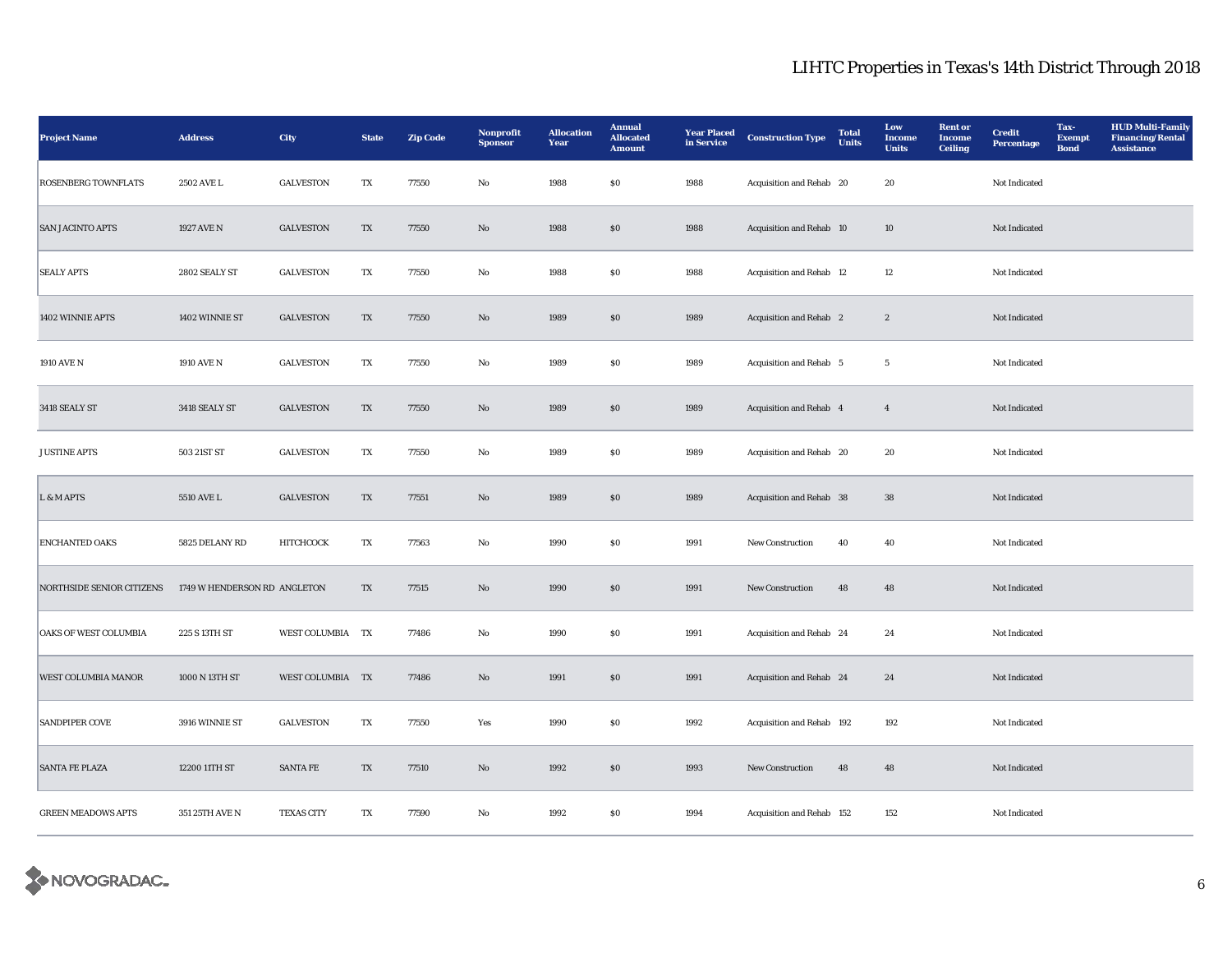# LIHTC Properties in Texas's 14th District Through 2018

| Project Name | Address | City | State | Zip Code | Nonprofit Sponsor | Allocation Year | Annual Allocated Amount | Year Placed in Service | Construction Type | Total Units | Low Income Units | Rent or Income Ceiling | Credit Percentage | Tax-Exempt Bond | HUD Multi-Family Financing/Rental Assistance |
|---|---|---|---|---|---|---|---|---|---|---|---|---|---|---|---|
| ROSENBERG TOWNFLATS | 2502 AVE L | GALVESTON | TX | 77550 | No | 1988 | $0 | 1988 | Acquisition and Rehab | 20 | 20 | | Not Indicated | | |
| SAN JACINTO APTS | 1927 AVE N | GALVESTON | TX | 77550 | No | 1988 | $0 | 1988 | Acquisition and Rehab | 10 | 10 | | Not Indicated | | |
| SEALY APTS | 2802 SEALY ST | GALVESTON | TX | 77550 | No | 1988 | $0 | 1988 | Acquisition and Rehab | 12 | 12 | | Not Indicated | | |
| 1402 WINNIE APTS | 1402 WINNIE ST | GALVESTON | TX | 77550 | No | 1989 | $0 | 1989 | Acquisition and Rehab | 2 | 2 | | Not Indicated | | |
| 1910 AVE N | 1910 AVE N | GALVESTON | TX | 77550 | No | 1989 | $0 | 1989 | Acquisition and Rehab | 5 | 5 | | Not Indicated | | |
| 3418 SEALY ST | 3418 SEALY ST | GALVESTON | TX | 77550 | No | 1989 | $0 | 1989 | Acquisition and Rehab | 4 | 4 | | Not Indicated | | |
| JUSTINE APTS | 503 21ST ST | GALVESTON | TX | 77550 | No | 1989 | $0 | 1989 | Acquisition and Rehab | 20 | 20 | | Not Indicated | | |
| L & M APTS | 5510 AVE L | GALVESTON | TX | 77551 | No | 1989 | $0 | 1989 | Acquisition and Rehab | 38 | 38 | | Not Indicated | | |
| ENCHANTED OAKS | 5825 DELANY RD | HITCHCOCK | TX | 77563 | No | 1990 | $0 | 1991 | New Construction | 40 | 40 | | Not Indicated | | |
| NORTHSIDE SENIOR CITIZENS | 1749 W HENDERSON RD | ANGLETON | TX | 77515 | No | 1990 | $0 | 1991 | New Construction | 48 | 48 | | Not Indicated | | |
| OAKS OF WEST COLUMBIA | 225 S 13TH ST | WEST COLUMBIA | TX | 77486 | No | 1990 | $0 | 1991 | Acquisition and Rehab | 24 | 24 | | Not Indicated | | |
| WEST COLUMBIA MANOR | 1000 N 13TH ST | WEST COLUMBIA | TX | 77486 | No | 1991 | $0 | 1991 | Acquisition and Rehab | 24 | 24 | | Not Indicated | | |
| SANDPIPER COVE | 3916 WINNIE ST | GALVESTON | TX | 77550 | Yes | 1990 | $0 | 1992 | Acquisition and Rehab | 192 | 192 | | Not Indicated | | |
| SANTA FE PLAZA | 12200 11TH ST | SANTA FE | TX | 77510 | No | 1992 | $0 | 1993 | New Construction | 48 | 48 | | Not Indicated | | |
| GREEN MEADOWS APTS | 351 25TH AVE N | TEXAS CITY | TX | 77590 | No | 1992 | $0 | 1994 | Acquisition and Rehab | 152 | 152 | | Not Indicated | | |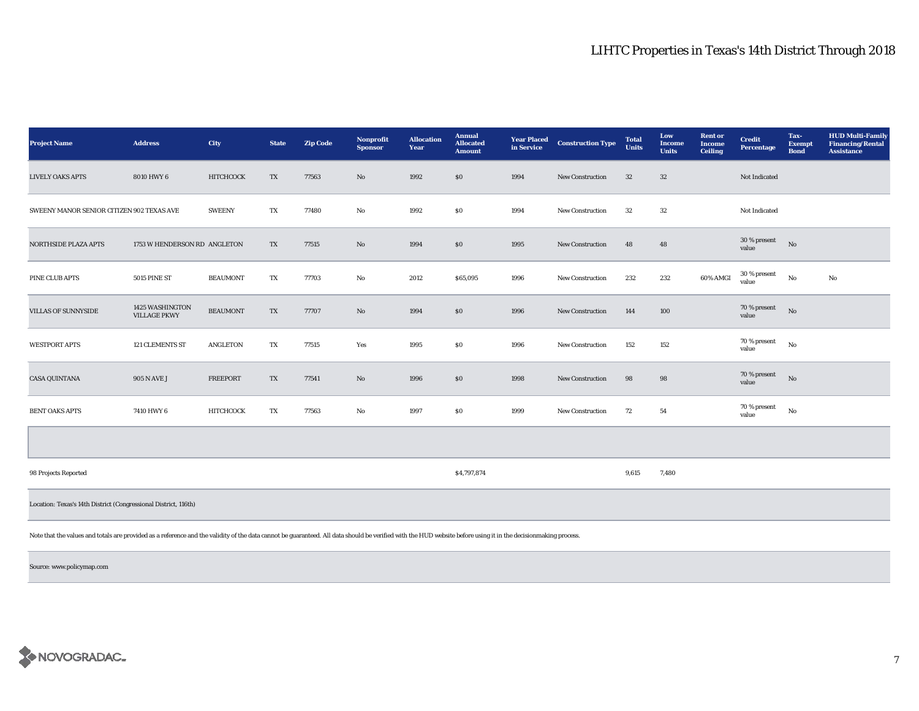| Project Name | Address | City | State | Zip Code | Nonprofit Sponsor | Allocation Year | Annual Allocated Amount | Year Placed in Service | Construction Type | Total Units | Low Income Units | Rent or Income Ceiling | Credit Percentage | Tax-Exempt Bond | HUD Multi-Family Financing/Rental Assistance |
|---|---|---|---|---|---|---|---|---|---|---|---|---|---|---|---|
| LIVELY OAKS APTS | 8010 HWY 6 | HITCHCOCK | TX | 77563 | No | 1992 | $0 | 1994 | New Construction | 32 | 32 | | Not Indicated | | |
| SWEENY MANOR SENIOR CITIZEN | 902 TEXAS AVE | SWEENY | TX | 77480 | No | 1992 | $0 | 1994 | New Construction | 32 | 32 | | Not Indicated | | |
| NORTHSIDE PLAZA APTS | 1753 W HENDERSON RD | ANGLETON | TX | 77515 | No | 1994 | $0 | 1995 | New Construction | 48 | 48 | | 30 % present value | No | |
| PINE CLUB APTS | 5015 PINE ST | BEAUMONT | TX | 77703 | No | 2012 | $65,095 | 1996 | New Construction | 232 | 232 | 60% AMGI | 30 % present value | No | No |
| VILLAS OF SUNNYSIDE | 1425 WASHINGTON VILLAGE PKWY | BEAUMONT | TX | 77707 | No | 1994 | $0 | 1996 | New Construction | 144 | 100 | | 70 % present value | No | |
| WESTPORT APTS | 121 CLEMENTS ST | ANGLETON | TX | 77515 | Yes | 1995 | $0 | 1996 | New Construction | 152 | 152 | | 70 % present value | No | |
| CASA QUINTANA | 905 N AVE J | FREEPORT | TX | 77541 | No | 1996 | $0 | 1998 | New Construction | 98 | 98 | | 70 % present value | No | |
| BENT OAKS APTS | 7410 HWY 6 | HITCHCOCK | TX | 77563 | No | 1997 | $0 | 1999 | New Construction | 72 | 54 | | 70 % present value | No | |
| | | | | | | | | | | | | | | | |
| 98 Projects Reported | | | | | | | $4,797,874 | | | 9,615 | 7,480 | | | | |

Location: Texas's 14th District (Congressional District, 116th)

Note that the values and totals are provided as a reference and the validity of the data cannot be guaranteed. All data should be verified with the HUD website before using it in the decisionmaking process.

Source: www.policymap.com